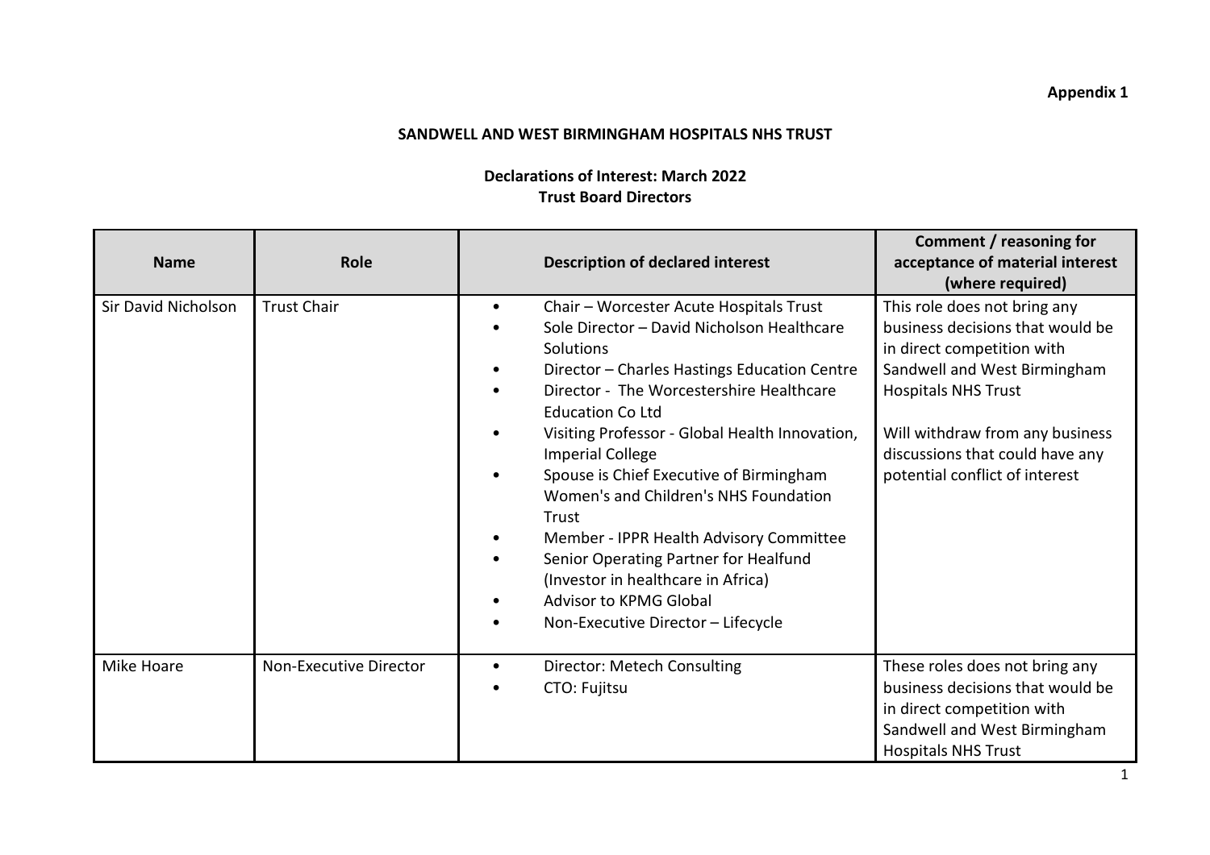**Appendix 1**

**SANDWELL AND WEST BIRMINGHAM HOSPITALS NHS TRUST**

**Declarations of Interest: March 2022**
**Trust Board Directors**

| Name | Role | Description of declared interest | Comment / reasoning for acceptance of material interest (where required) |
|---|---|---|---|
| Sir David Nicholson | Trust Chair | • Chair – Worcester Acute Hospitals Trust<br>• Sole Director – David Nicholson Healthcare Solutions<br>• Director – Charles Hastings Education Centre<br>• Director - The Worcestershire Healthcare Education Co Ltd<br>• Visiting Professor - Global Health Innovation, Imperial College<br>• Spouse is Chief Executive of Birmingham Women's and Children's NHS Foundation Trust<br>• Member - IPPR Health Advisory Committee<br>• Senior Operating Partner for Healfund (Investor in healthcare in Africa)<br>• Advisor to KPMG Global<br>• Non-Executive Director – Lifecycle | This role does not bring any business decisions that would be in direct competition with Sandwell and West Birmingham Hospitals NHS Trust<br><br>Will withdraw from any business discussions that could have any potential conflict of interest |
| Mike Hoare | Non-Executive Director | • Director: Metech Consulting<br>• CTO: Fujitsu | These roles does not bring any business decisions that would be in direct competition with Sandwell and West Birmingham Hospitals NHS Trust |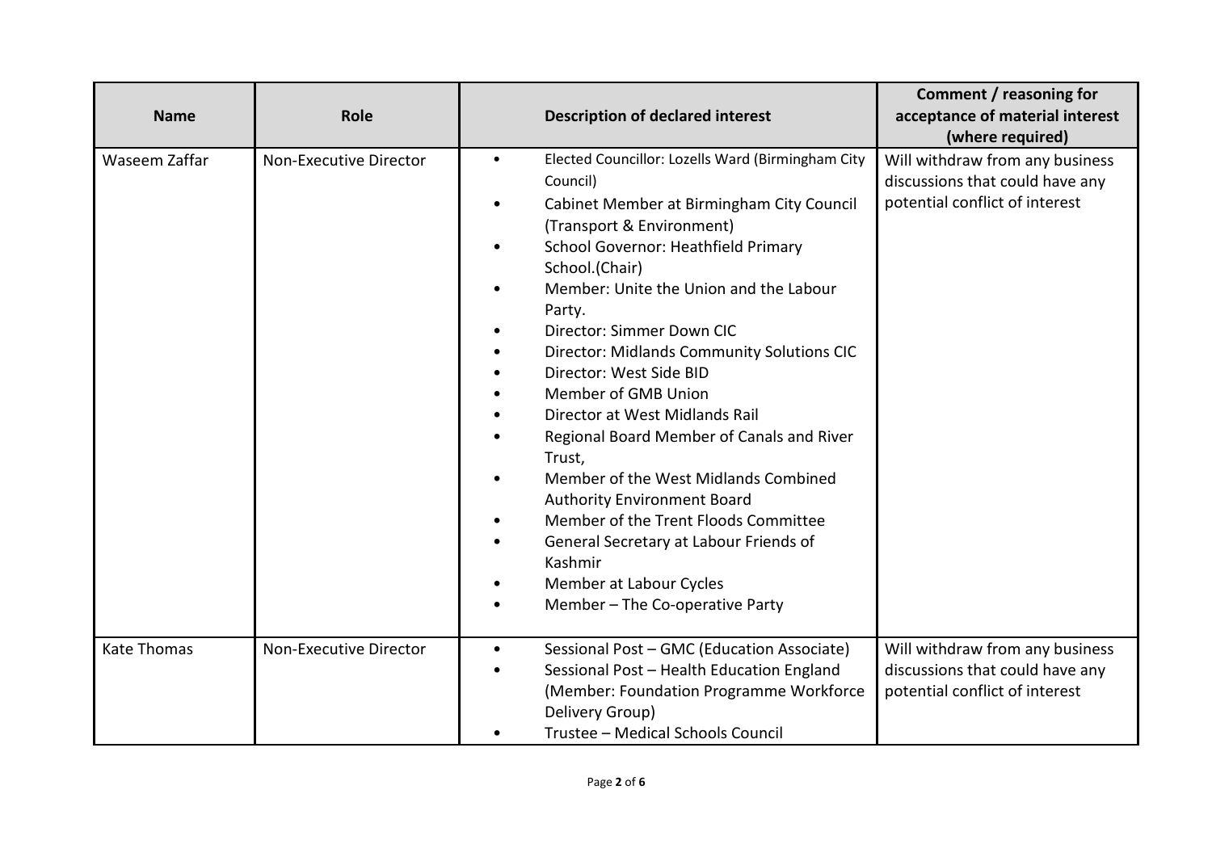| Name | Role | Description of declared interest | Comment / reasoning for acceptance of material interest (where required) |
|---|---|---|---|
| Waseem Zaffar | Non-Executive Director | • Elected Councillor: Lozells Ward (Birmingham City Council)<br>• Cabinet Member at Birmingham City Council (Transport & Environment)<br>• School Governor: Heathfield Primary School.(Chair)<br>• Member: Unite the Union and the Labour Party.<br>• Director: Simmer Down CIC<br>• Director: Midlands Community Solutions CIC<br>• Director: West Side BID<br>• Member of GMB Union<br>• Director at West Midlands Rail<br>• Regional Board Member of Canals and River Trust,<br>• Member of the West Midlands Combined Authority Environment Board<br>• Member of the Trent Floods Committee<br>• General Secretary at Labour Friends of Kashmir<br>• Member at Labour Cycles<br>• Member – The Co-operative Party | Will withdraw from any business discussions that could have any potential conflict of interest |
| Kate Thomas | Non-Executive Director | • Sessional Post – GMC (Education Associate)<br>• Sessional Post – Health Education England (Member: Foundation Programme Workforce Delivery Group)<br>• Trustee – Medical Schools Council | Will withdraw from any business discussions that could have any potential conflict of interest |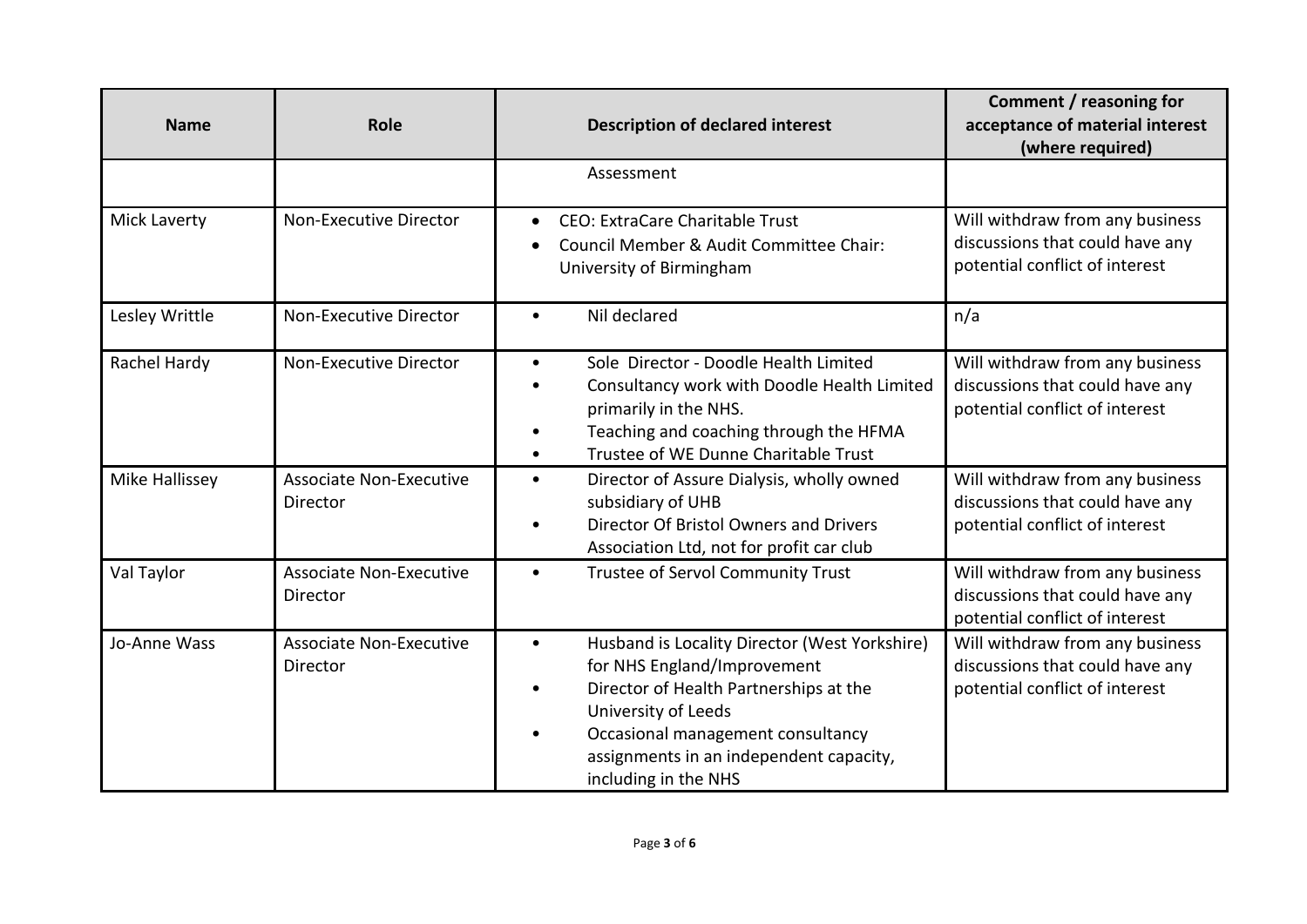| Name | Role | Description of declared interest | Comment / reasoning for acceptance of material interest (where required) |
|---|---|---|---|
| | | Assessment | |
| Mick Laverty | Non-Executive Director | • CEO: ExtraCare Charitable Trust<br>• Council Member & Audit Committee Chair: University of Birmingham | Will withdraw from any business discussions that could have any potential conflict of interest |
| Lesley Writtle | Non-Executive Director | • Nil declared | n/a |
| Rachel Hardy | Non-Executive Director | • Sole Director - Doodle Health Limited<br>• Consultancy work with Doodle Health Limited primarily in the NHS.<br>• Teaching and coaching through the HFMA<br>• Trustee of WE Dunne Charitable Trust | Will withdraw from any business discussions that could have any potential conflict of interest |
| Mike Hallissey | Associate Non-Executive Director | • Director of Assure Dialysis, wholly owned subsidiary of UHB<br>• Director Of Bristol Owners and Drivers Association Ltd, not for profit car club | Will withdraw from any business discussions that could have any potential conflict of interest |
| Val Taylor | Associate Non-Executive Director | • Trustee of Servol Community Trust | Will withdraw from any business discussions that could have any potential conflict of interest |
| Jo-Anne Wass | Associate Non-Executive Director | • Husband is Locality Director (West Yorkshire) for NHS England/Improvement<br>• Director of Health Partnerships at the University of Leeds<br>• Occasional management consultancy assignments in an independent capacity, including in the NHS | Will withdraw from any business discussions that could have any potential conflict of interest |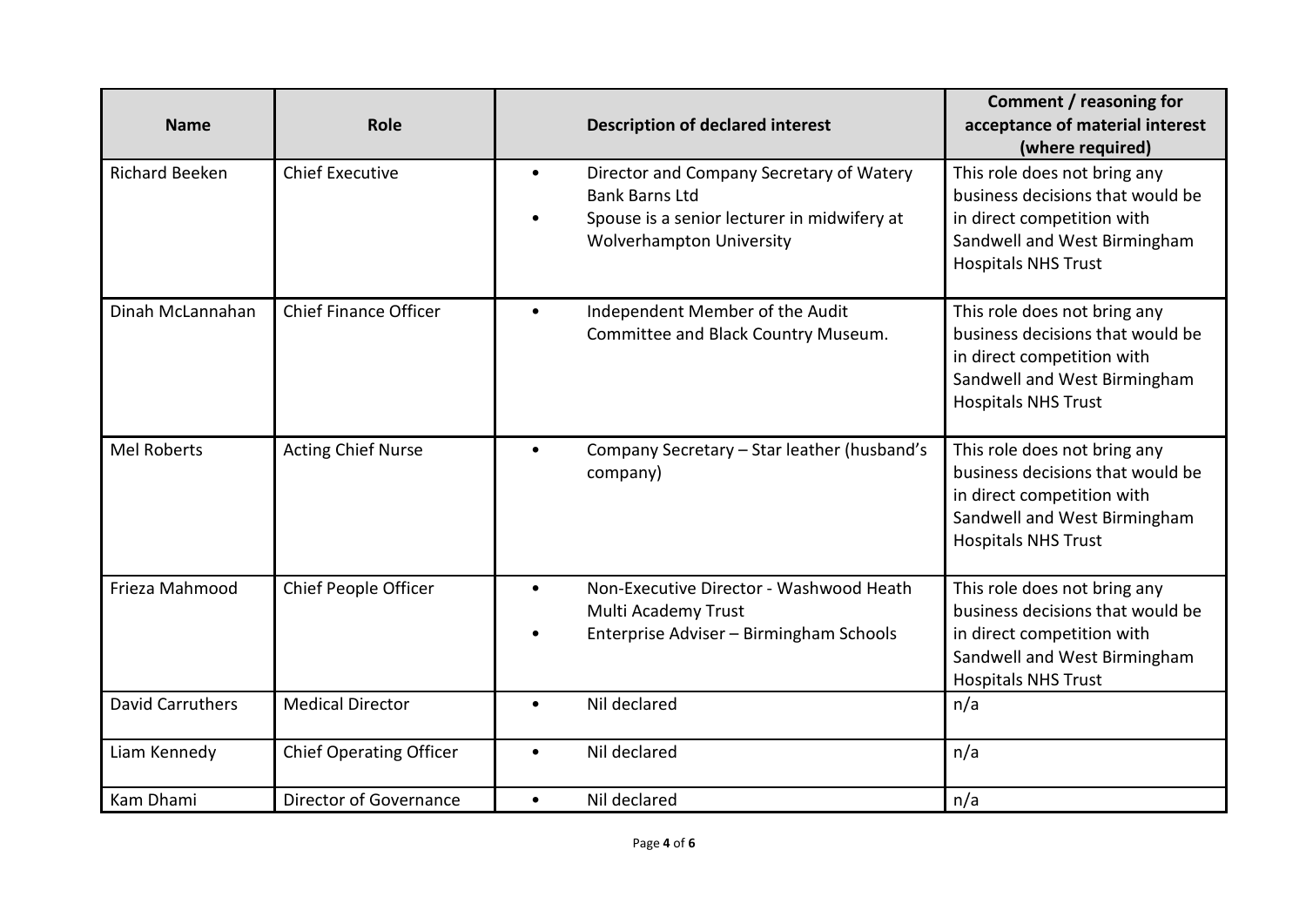| Name | Role | Description of declared interest | Comment / reasoning for acceptance of material interest (where required) |
|---|---|---|---|
| Richard Beeken | Chief Executive | • Director and Company Secretary of Watery Bank Barns Ltd<br>• Spouse is a senior lecturer in midwifery at Wolverhampton University | This role does not bring any business decisions that would be in direct competition with Sandwell and West Birmingham Hospitals NHS Trust |
| Dinah McLannahan | Chief Finance Officer | • Independent Member of the Audit Committee and Black Country Museum. | This role does not bring any business decisions that would be in direct competition with Sandwell and West Birmingham Hospitals NHS Trust |
| Mel Roberts | Acting Chief Nurse | • Company Secretary – Star leather (husband's company) | This role does not bring any business decisions that would be in direct competition with Sandwell and West Birmingham Hospitals NHS Trust |
| Frieza Mahmood | Chief People Officer | • Non-Executive Director - Washwood Heath Multi Academy Trust<br>• Enterprise Adviser – Birmingham Schools | This role does not bring any business decisions that would be in direct competition with Sandwell and West Birmingham Hospitals NHS Trust |
| David Carruthers | Medical Director | • Nil declared | n/a |
| Liam Kennedy | Chief Operating Officer | • Nil declared | n/a |
| Kam Dhami | Director of Governance | • Nil declared | n/a |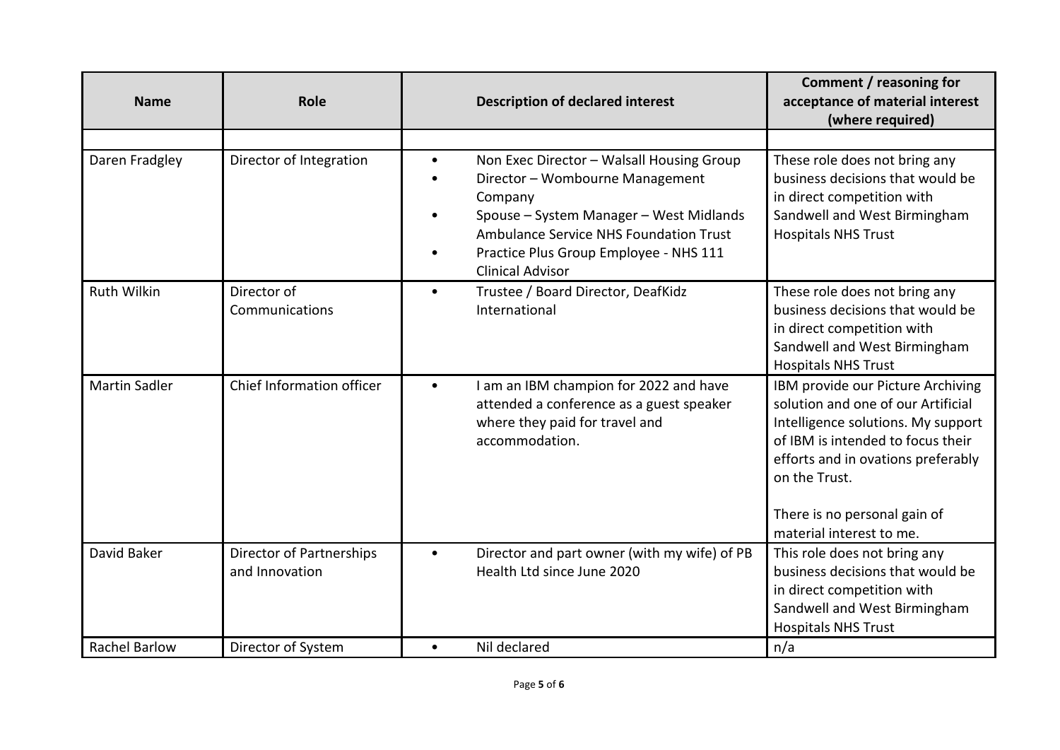| Name | Role | Description of declared interest | Comment / reasoning for acceptance of material interest (where required) |
|---|---|---|---|
| | | | |
| Daren Fradgley | Director of Integration | • Non Exec Director – Walsall Housing Group<br>• Director – Wombourne Management Company<br>• Spouse – System Manager – West Midlands Ambulance Service NHS Foundation Trust<br>• Practice Plus Group Employee - NHS 111 Clinical Advisor | These role does not bring any business decisions that would be in direct competition with Sandwell and West Birmingham Hospitals NHS Trust |
| Ruth Wilkin | Director of Communications | • Trustee / Board Director, DeafKidz International | These role does not bring any business decisions that would be in direct competition with Sandwell and West Birmingham Hospitals NHS Trust |
| Martin Sadler | Chief Information officer | • I am an IBM champion for 2022 and have attended a conference as a guest speaker where they paid for travel and accommodation. | IBM provide our Picture Archiving solution and one of our Artificial Intelligence solutions. My support of IBM is intended to focus their efforts and in ovations preferably on the Trust.<br><br>There is no personal gain of material interest to me. |
| David Baker | Director of Partnerships and Innovation | • Director and part owner (with my wife) of PB Health Ltd since June 2020 | This role does not bring any business decisions that would be in direct competition with Sandwell and West Birmingham Hospitals NHS Trust |
| Rachel Barlow | Director of System | • Nil declared | n/a |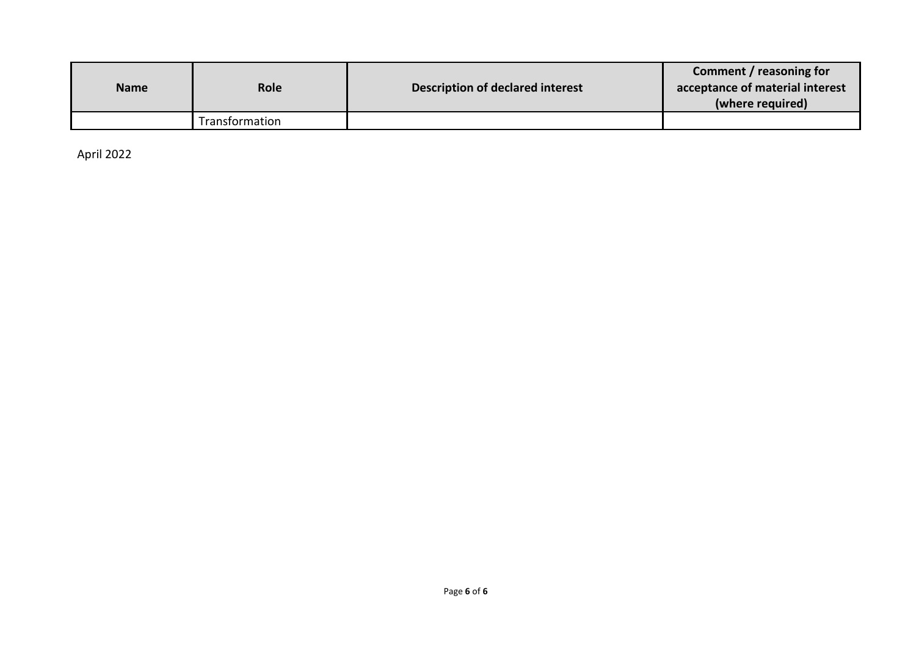| Name | Role | Description of declared interest | Comment / reasoning for acceptance of material interest (where required) |
|---|---|---|---|
| | Transformation | | |

April 2022